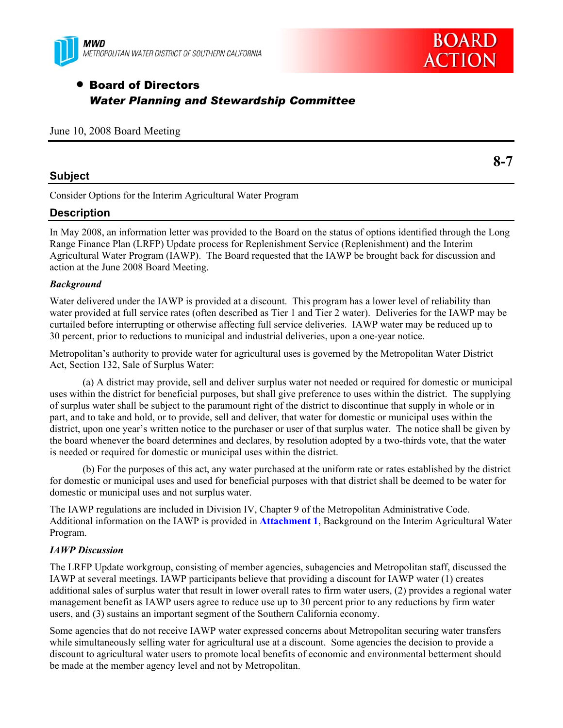MWD
METROPOLITAN WATER DISTRICT OF SOUTHERN CALIFORNIA

**BOARD ACTION**

- **Board of Directors**
  ***Water Planning and Stewardship Committee***

June 10, 2008 Board Meeting

**8-7**

## Subject

Consider Options for the Interim Agricultural Water Program

## Description

In May 2008, an information letter was provided to the Board on the status of options identified through the Long Range Finance Plan (LRFP) Update process for Replenishment Service (Replenishment) and the Interim Agricultural Water Program (IAWP). The Board requested that the IAWP be brought back for discussion and action at the June 2008 Board Meeting.

### *Background*

Water delivered under the IAWP is provided at a discount. This program has a lower level of reliability than water provided at full service rates (often described as Tier 1 and Tier 2 water). Deliveries for the IAWP may be curtailed before interrupting or otherwise affecting full service deliveries. IAWP water may be reduced up to 30 percent, prior to reductions to municipal and industrial deliveries, upon a one-year notice.

Metropolitan's authority to provide water for agricultural uses is governed by the Metropolitan Water District Act, Section 132, Sale of Surplus Water:

(a) A district may provide, sell and deliver surplus water not needed or required for domestic or municipal uses within the district for beneficial purposes, but shall give preference to uses within the district. The supplying of surplus water shall be subject to the paramount right of the district to discontinue that supply in whole or in part, and to take and hold, or to provide, sell and deliver, that water for domestic or municipal uses within the district, upon one year's written notice to the purchaser or user of that surplus water. The notice shall be given by the board whenever the board determines and declares, by resolution adopted by a two-thirds vote, that the water is needed or required for domestic or municipal uses within the district.

(b) For the purposes of this act, any water purchased at the uniform rate or rates established by the district for domestic or municipal uses and used for beneficial purposes with that district shall be deemed to be water for domestic or municipal uses and not surplus water.

The IAWP regulations are included in Division IV, Chapter 9 of the Metropolitan Administrative Code. Additional information on the IAWP is provided in **Attachment 1**, Background on the Interim Agricultural Water Program.

### *IAWP Discussion*

The LRFP Update workgroup, consisting of member agencies, subagencies and Metropolitan staff, discussed the IAWP at several meetings. IAWP participants believe that providing a discount for IAWP water (1) creates additional sales of surplus water that result in lower overall rates to firm water users, (2) provides a regional water management benefit as IAWP users agree to reduce use up to 30 percent prior to any reductions by firm water users, and (3) sustains an important segment of the Southern California economy.

Some agencies that do not receive IAWP water expressed concerns about Metropolitan securing water transfers while simultaneously selling water for agricultural use at a discount. Some agencies the decision to provide a discount to agricultural water users to promote local benefits of economic and environmental betterment should be made at the member agency level and not by Metropolitan.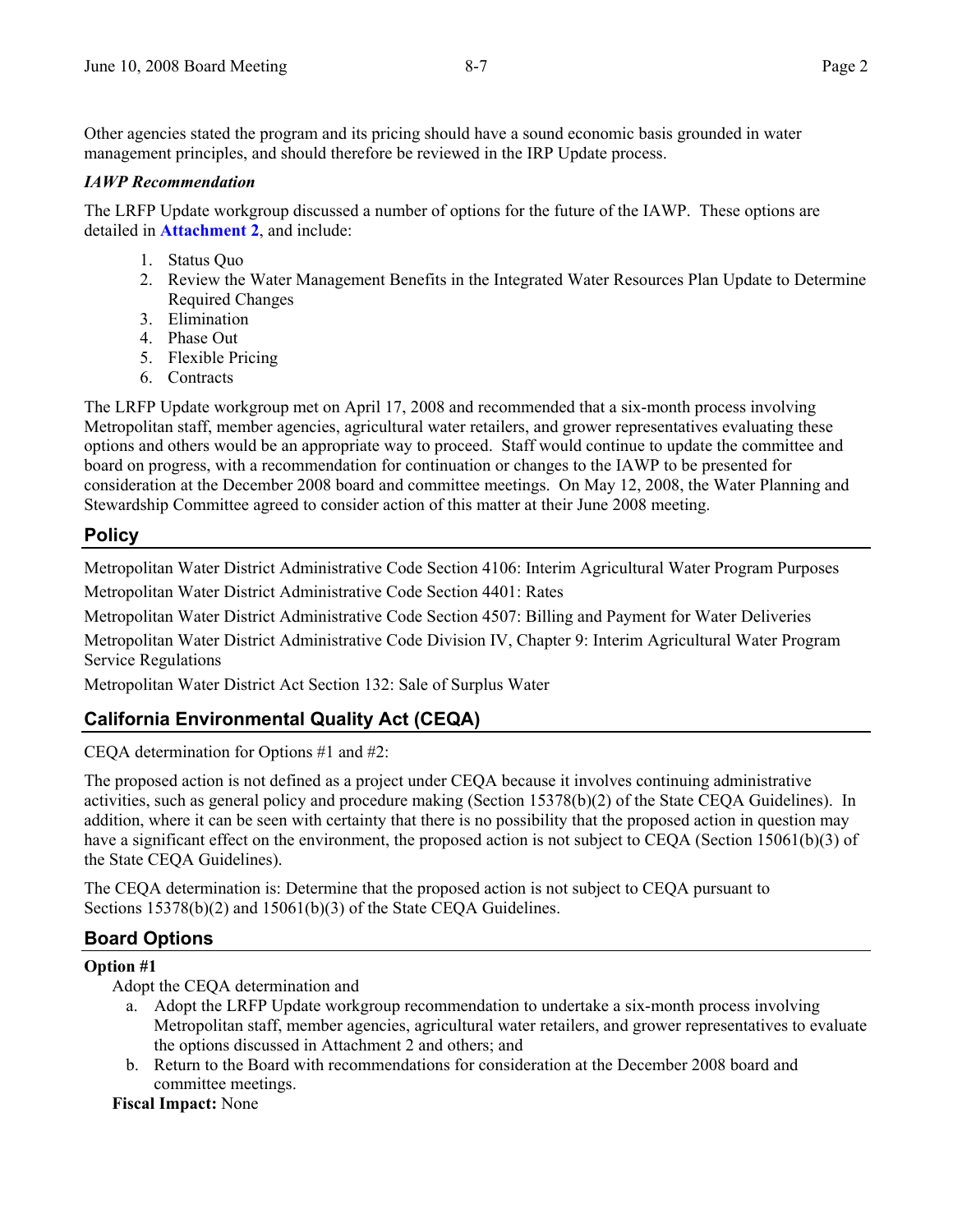Other agencies stated the program and its pricing should have a sound economic basis grounded in water management principles, and should therefore be reviewed in the IRP Update process.

***IAWP Recommendation***

The LRFP Update workgroup discussed a number of options for the future of the IAWP. These options are detailed in **Attachment 2**, and include:

1. Status Quo
2. Review the Water Management Benefits in the Integrated Water Resources Plan Update to Determine Required Changes
3. Elimination
4. Phase Out
5. Flexible Pricing
6. Contracts

The LRFP Update workgroup met on April 17, 2008 and recommended that a six-month process involving Metropolitan staff, member agencies, agricultural water retailers, and grower representatives evaluating these options and others would be an appropriate way to proceed. Staff would continue to update the committee and board on progress, with a recommendation for continuation or changes to the IAWP to be presented for consideration at the December 2008 board and committee meetings. On May 12, 2008, the Water Planning and Stewardship Committee agreed to consider action of this matter at their June 2008 meeting.

## Policy

Metropolitan Water District Administrative Code Section 4106: Interim Agricultural Water Program Purposes

Metropolitan Water District Administrative Code Section 4401: Rates

Metropolitan Water District Administrative Code Section 4507: Billing and Payment for Water Deliveries

Metropolitan Water District Administrative Code Division IV, Chapter 9: Interim Agricultural Water Program Service Regulations

Metropolitan Water District Act Section 132: Sale of Surplus Water

## California Environmental Quality Act (CEQA)

CEQA determination for Options #1 and #2:

The proposed action is not defined as a project under CEQA because it involves continuing administrative activities, such as general policy and procedure making (Section 15378(b)(2) of the State CEQA Guidelines). In addition, where it can be seen with certainty that there is no possibility that the proposed action in question may have a significant effect on the environment, the proposed action is not subject to CEQA (Section 15061(b)(3) of the State CEQA Guidelines).

The CEQA determination is: Determine that the proposed action is not subject to CEQA pursuant to Sections 15378(b)(2) and 15061(b)(3) of the State CEQA Guidelines.

## Board Options

**Option #1**

Adopt the CEQA determination and

a. Adopt the LRFP Update workgroup recommendation to undertake a six-month process involving Metropolitan staff, member agencies, agricultural water retailers, and grower representatives to evaluate the options discussed in Attachment 2 and others; and
b. Return to the Board with recommendations for consideration at the December 2008 board and committee meetings.

**Fiscal Impact:** None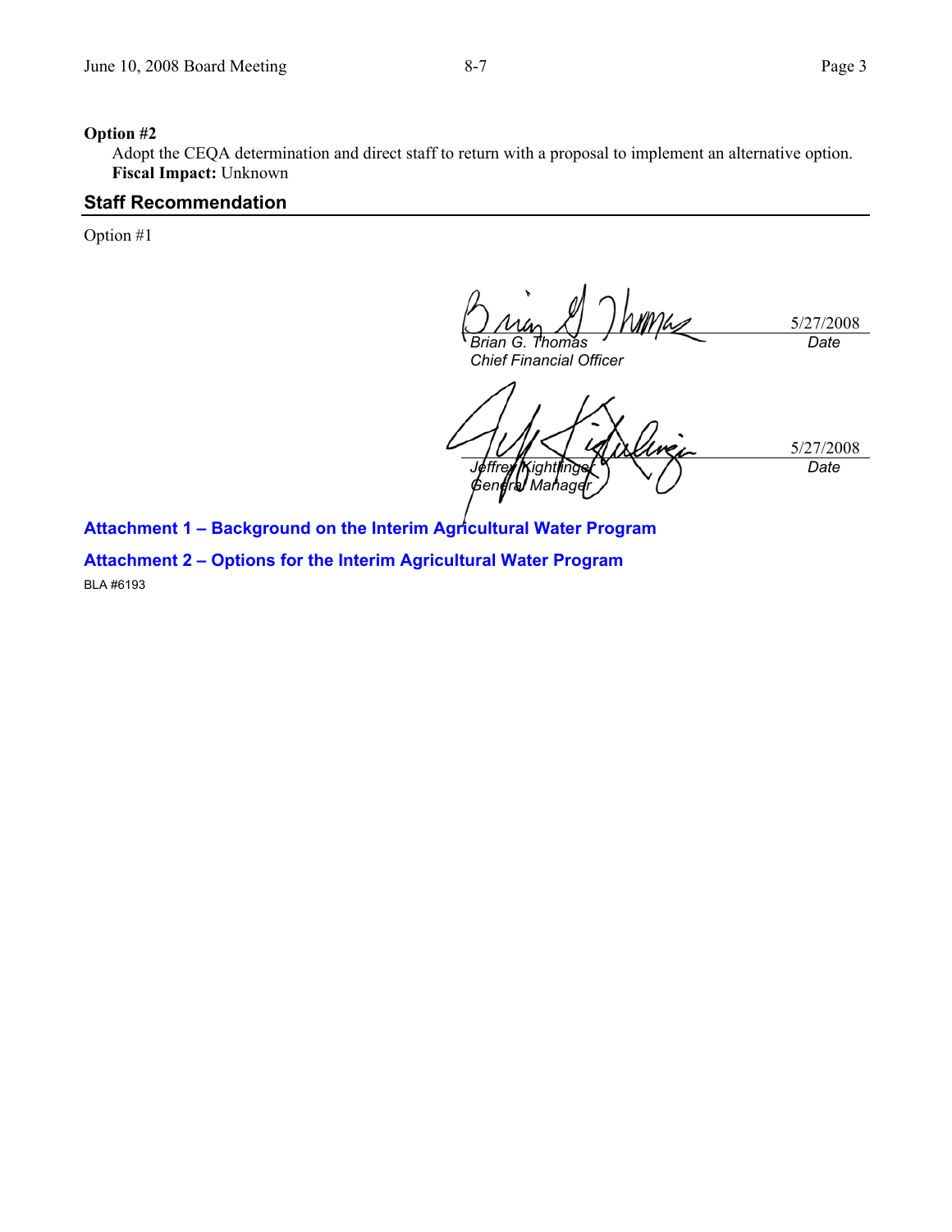**Option #2**

Adopt the CEQA determination and direct staff to return with a proposal to implement an alternative option.
**Fiscal Impact:** Unknown

## Staff Recommendation

Option #1

| | |
|---|---|
| *Brian G. Thomas* | 5/27/2008 |
| *Chief Financial Officer* | *Date* |

| | |
|---|---|
| *Jeffrey Kightlinger* | 5/27/2008 |
| *General Manager* | *Date* |

**Attachment 1 – Background on the Interim Agricultural Water Program**

**Attachment 2 – Options for the Interim Agricultural Water Program**

BLA #6193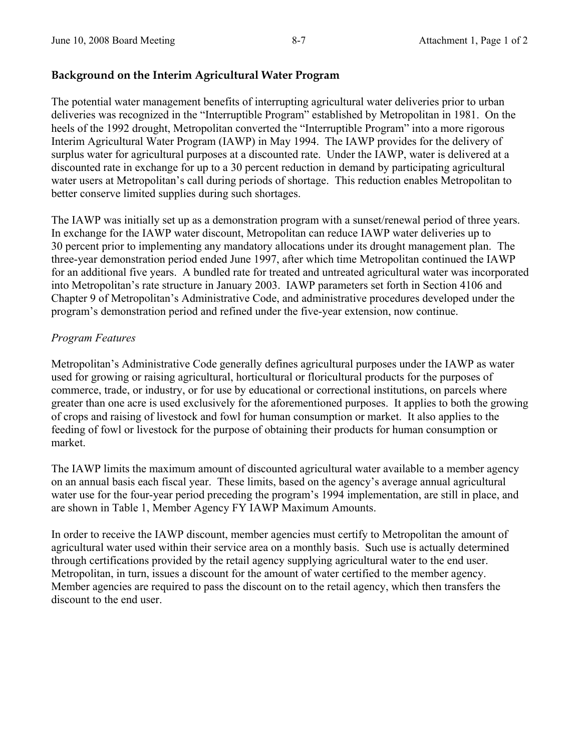## Background on the Interim Agricultural Water Program

The potential water management benefits of interrupting agricultural water deliveries prior to urban deliveries was recognized in the "Interruptible Program" established by Metropolitan in 1981. On the heels of the 1992 drought, Metropolitan converted the "Interruptible Program" into a more rigorous Interim Agricultural Water Program (IAWP) in May 1994. The IAWP provides for the delivery of surplus water for agricultural purposes at a discounted rate. Under the IAWP, water is delivered at a discounted rate in exchange for up to a 30 percent reduction in demand by participating agricultural water users at Metropolitan's call during periods of shortage. This reduction enables Metropolitan to better conserve limited supplies during such shortages.

The IAWP was initially set up as a demonstration program with a sunset/renewal period of three years. In exchange for the IAWP water discount, Metropolitan can reduce IAWP water deliveries up to 30 percent prior to implementing any mandatory allocations under its drought management plan. The three-year demonstration period ended June 1997, after which time Metropolitan continued the IAWP for an additional five years. A bundled rate for treated and untreated agricultural water was incorporated into Metropolitan's rate structure in January 2003. IAWP parameters set forth in Section 4106 and Chapter 9 of Metropolitan's Administrative Code, and administrative procedures developed under the program's demonstration period and refined under the five-year extension, now continue.

*Program Features*

Metropolitan's Administrative Code generally defines agricultural purposes under the IAWP as water used for growing or raising agricultural, horticultural or floricultural products for the purposes of commerce, trade, or industry, or for use by educational or correctional institutions, on parcels where greater than one acre is used exclusively for the aforementioned purposes. It applies to both the growing of crops and raising of livestock and fowl for human consumption or market. It also applies to the feeding of fowl or livestock for the purpose of obtaining their products for human consumption or market.

The IAWP limits the maximum amount of discounted agricultural water available to a member agency on an annual basis each fiscal year. These limits, based on the agency's average annual agricultural water use for the four-year period preceding the program's 1994 implementation, are still in place, and are shown in Table 1, Member Agency FY IAWP Maximum Amounts.

In order to receive the IAWP discount, member agencies must certify to Metropolitan the amount of agricultural water used within their service area on a monthly basis. Such use is actually determined through certifications provided by the retail agency supplying agricultural water to the end user. Metropolitan, in turn, issues a discount for the amount of water certified to the member agency. Member agencies are required to pass the discount on to the retail agency, which then transfers the discount to the end user.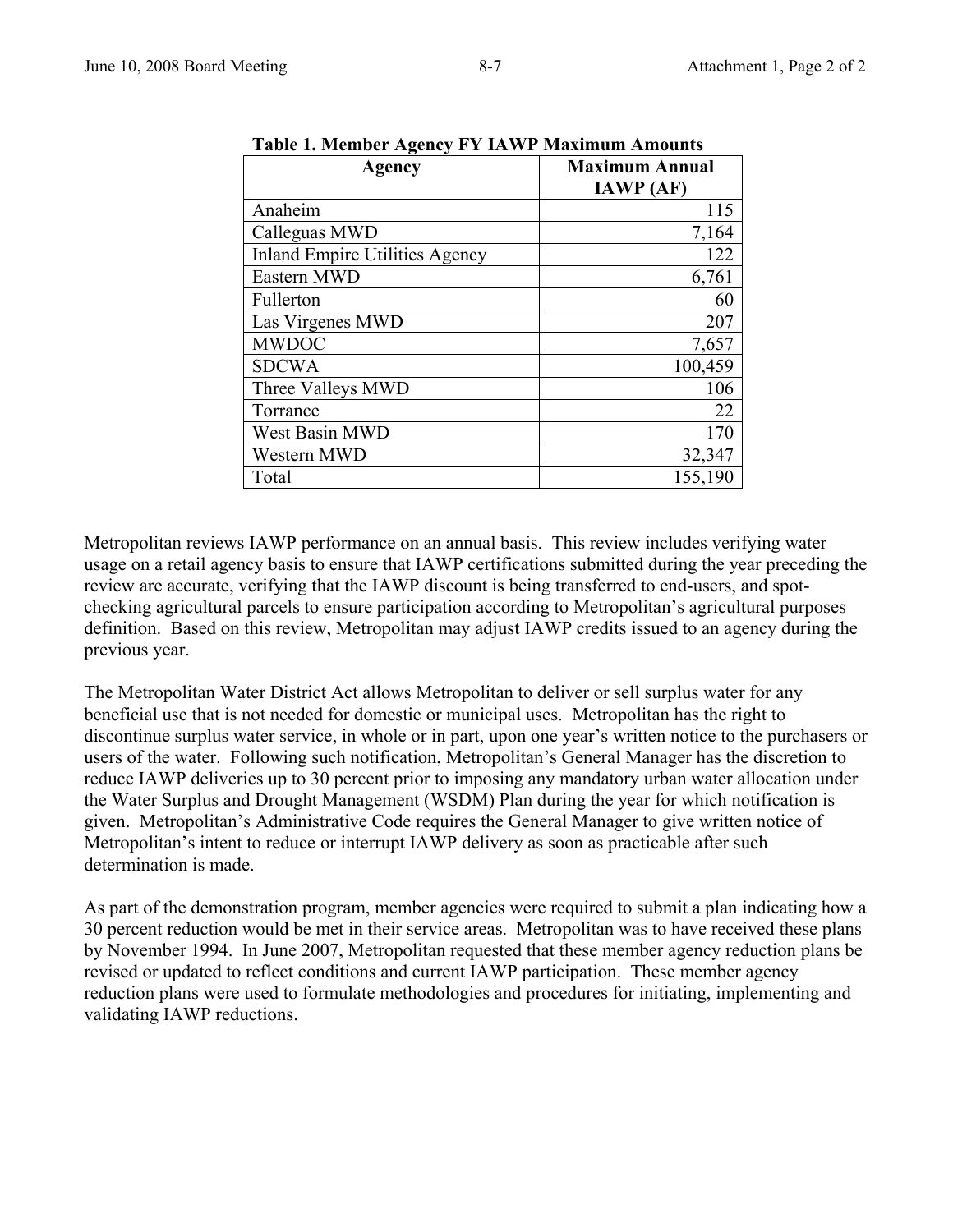**Table 1. Member Agency FY IAWP Maximum Amounts**

| Agency | Maximum Annual IAWP (AF) |
|---|---|
| Anaheim | 115 |
| Calleguas MWD | 7,164 |
| Inland Empire Utilities Agency | 122 |
| Eastern MWD | 6,761 |
| Fullerton | 60 |
| Las Virgenes MWD | 207 |
| MWDOC | 7,657 |
| SDCWA | 100,459 |
| Three Valleys MWD | 106 |
| Torrance | 22 |
| West Basin MWD | 170 |
| Western MWD | 32,347 |
| Total | 155,190 |

Metropolitan reviews IAWP performance on an annual basis. This review includes verifying water usage on a retail agency basis to ensure that IAWP certifications submitted during the year preceding the review are accurate, verifying that the IAWP discount is being transferred to end-users, and spot-checking agricultural parcels to ensure participation according to Metropolitan's agricultural purposes definition. Based on this review, Metropolitan may adjust IAWP credits issued to an agency during the previous year.

The Metropolitan Water District Act allows Metropolitan to deliver or sell surplus water for any beneficial use that is not needed for domestic or municipal uses. Metropolitan has the right to discontinue surplus water service, in whole or in part, upon one year's written notice to the purchasers or users of the water. Following such notification, Metropolitan's General Manager has the discretion to reduce IAWP deliveries up to 30 percent prior to imposing any mandatory urban water allocation under the Water Surplus and Drought Management (WSDM) Plan during the year for which notification is given. Metropolitan's Administrative Code requires the General Manager to give written notice of Metropolitan's intent to reduce or interrupt IAWP delivery as soon as practicable after such determination is made.

As part of the demonstration program, member agencies were required to submit a plan indicating how a 30 percent reduction would be met in their service areas. Metropolitan was to have received these plans by November 1994. In June 2007, Metropolitan requested that these member agency reduction plans be revised or updated to reflect conditions and current IAWP participation. These member agency reduction plans were used to formulate methodologies and procedures for initiating, implementing and validating IAWP reductions.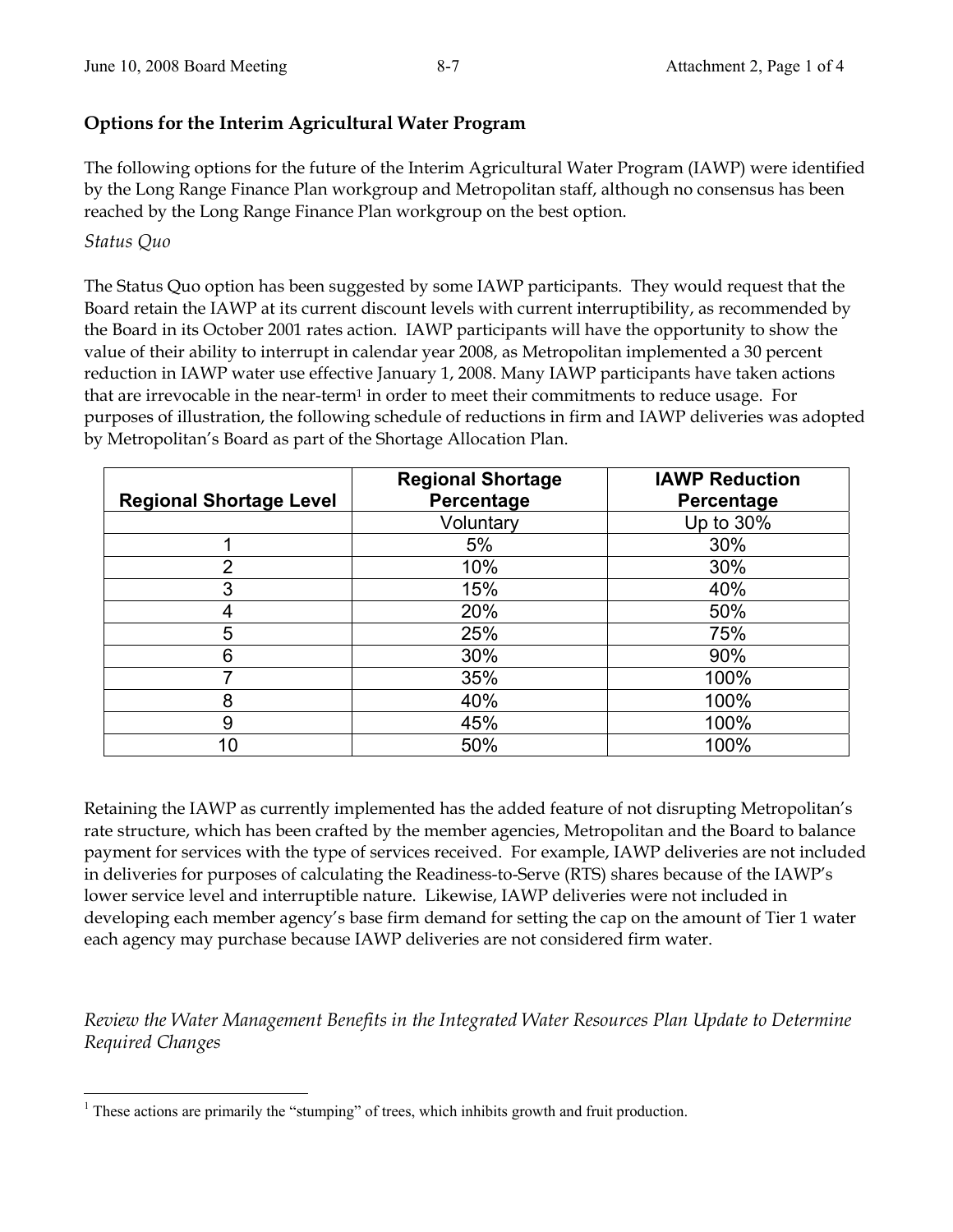## Options for the Interim Agricultural Water Program

The following options for the future of the Interim Agricultural Water Program (IAWP) were identified by the Long Range Finance Plan workgroup and Metropolitan staff, although no consensus has been reached by the Long Range Finance Plan workgroup on the best option.

*Status Quo*

The Status Quo option has been suggested by some IAWP participants. They would request that the Board retain the IAWP at its current discount levels with current interruptibility, as recommended by the Board in its October 2001 rates action. IAWP participants will have the opportunity to show the value of their ability to interrupt in calendar year 2008, as Metropolitan implemented a 30 percent reduction in IAWP water use effective January 1, 2008. Many IAWP participants have taken actions that are irrevocable in the near-term[1] in order to meet their commitments to reduce usage. For purposes of illustration, the following schedule of reductions in firm and IAWP deliveries was adopted by Metropolitan's Board as part of the Shortage Allocation Plan.

| Regional Shortage Level | Regional Shortage Percentage | IAWP Reduction Percentage |
|---|---|---|
| | Voluntary | Up to 30% |
| 1 | 5% | 30% |
| 2 | 10% | 30% |
| 3 | 15% | 40% |
| 4 | 20% | 50% |
| 5 | 25% | 75% |
| 6 | 30% | 90% |
| 7 | 35% | 100% |
| 8 | 40% | 100% |
| 9 | 45% | 100% |
| 10 | 50% | 100% |

Retaining the IAWP as currently implemented has the added feature of not disrupting Metropolitan's rate structure, which has been crafted by the member agencies, Metropolitan and the Board to balance payment for services with the type of services received. For example, IAWP deliveries are not included in deliveries for purposes of calculating the Readiness-to-Serve (RTS) shares because of the IAWP's lower service level and interruptible nature. Likewise, IAWP deliveries were not included in developing each member agency's base firm demand for setting the cap on the amount of Tier 1 water each agency may purchase because IAWP deliveries are not considered firm water.

*Review the Water Management Benefits in the Integrated Water Resources Plan Update to Determine Required Changes*

[1] These actions are primarily the "stumping" of trees, which inhibits growth and fruit production.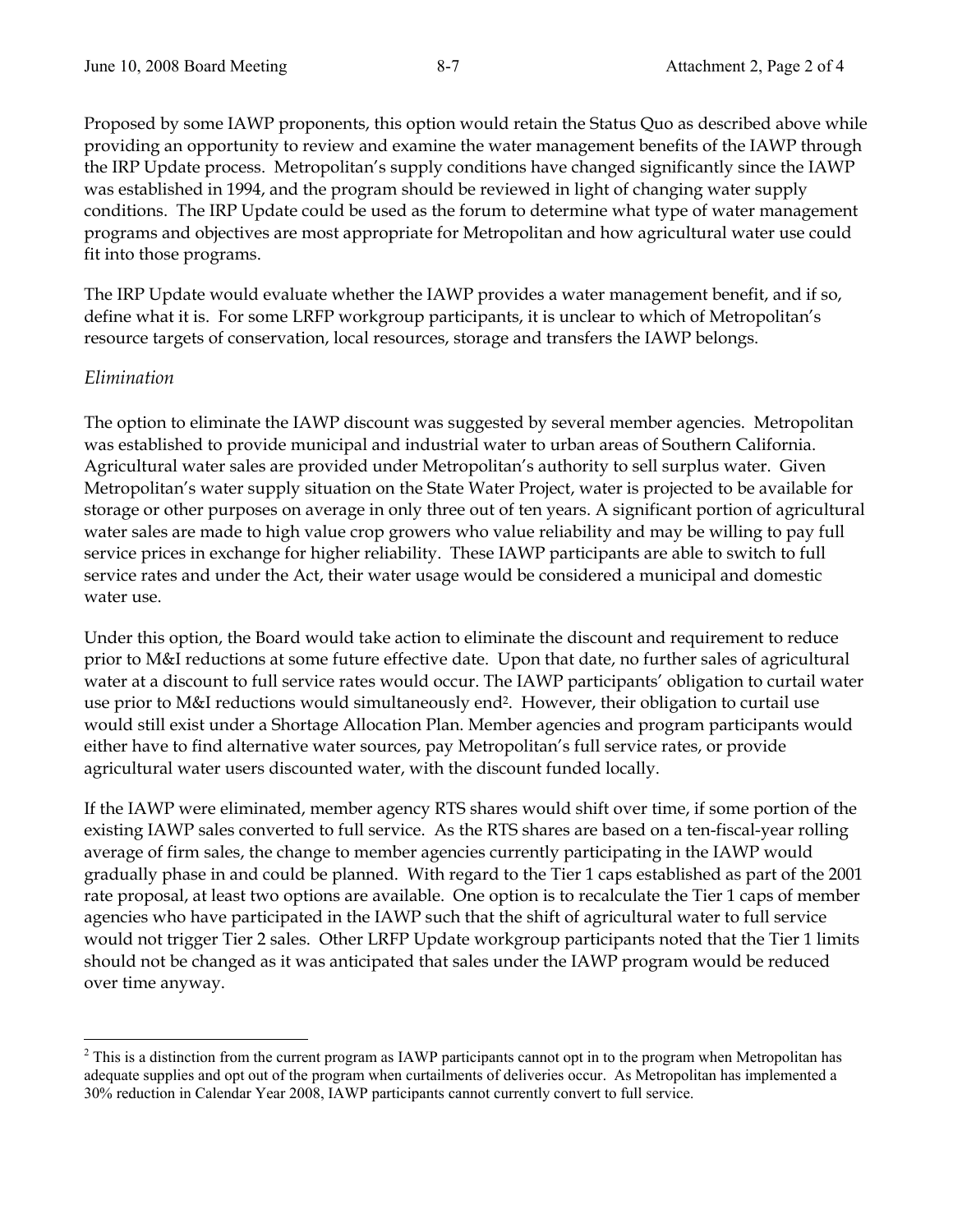Proposed by some IAWP proponents, this option would retain the Status Quo as described above while providing an opportunity to review and examine the water management benefits of the IAWP through the IRP Update process. Metropolitan's supply conditions have changed significantly since the IAWP was established in 1994, and the program should be reviewed in light of changing water supply conditions. The IRP Update could be used as the forum to determine what type of water management programs and objectives are most appropriate for Metropolitan and how agricultural water use could fit into those programs.

The IRP Update would evaluate whether the IAWP provides a water management benefit, and if so, define what it is. For some LRFP workgroup participants, it is unclear to which of Metropolitan's resource targets of conservation, local resources, storage and transfers the IAWP belongs.

*Elimination*

The option to eliminate the IAWP discount was suggested by several member agencies. Metropolitan was established to provide municipal and industrial water to urban areas of Southern California. Agricultural water sales are provided under Metropolitan's authority to sell surplus water. Given Metropolitan's water supply situation on the State Water Project, water is projected to be available for storage or other purposes on average in only three out of ten years. A significant portion of agricultural water sales are made to high value crop growers who value reliability and may be willing to pay full service prices in exchange for higher reliability. These IAWP participants are able to switch to full service rates and under the Act, their water usage would be considered a municipal and domestic water use.

Under this option, the Board would take action to eliminate the discount and requirement to reduce prior to M&I reductions at some future effective date. Upon that date, no further sales of agricultural water at a discount to full service rates would occur. The IAWP participants' obligation to curtail water use prior to M&I reductions would simultaneously end[2]. However, their obligation to curtail use would still exist under a Shortage Allocation Plan. Member agencies and program participants would either have to find alternative water sources, pay Metropolitan's full service rates, or provide agricultural water users discounted water, with the discount funded locally.

If the IAWP were eliminated, member agency RTS shares would shift over time, if some portion of the existing IAWP sales converted to full service. As the RTS shares are based on a ten-fiscal-year rolling average of firm sales, the change to member agencies currently participating in the IAWP would gradually phase in and could be planned. With regard to the Tier 1 caps established as part of the 2001 rate proposal, at least two options are available. One option is to recalculate the Tier 1 caps of member agencies who have participated in the IAWP such that the shift of agricultural water to full service would not trigger Tier 2 sales. Other LRFP Update workgroup participants noted that the Tier 1 limits should not be changed as it was anticipated that sales under the IAWP program would be reduced over time anyway.

[2] This is a distinction from the current program as IAWP participants cannot opt in to the program when Metropolitan has adequate supplies and opt out of the program when curtailments of deliveries occur. As Metropolitan has implemented a 30% reduction in Calendar Year 2008, IAWP participants cannot currently convert to full service.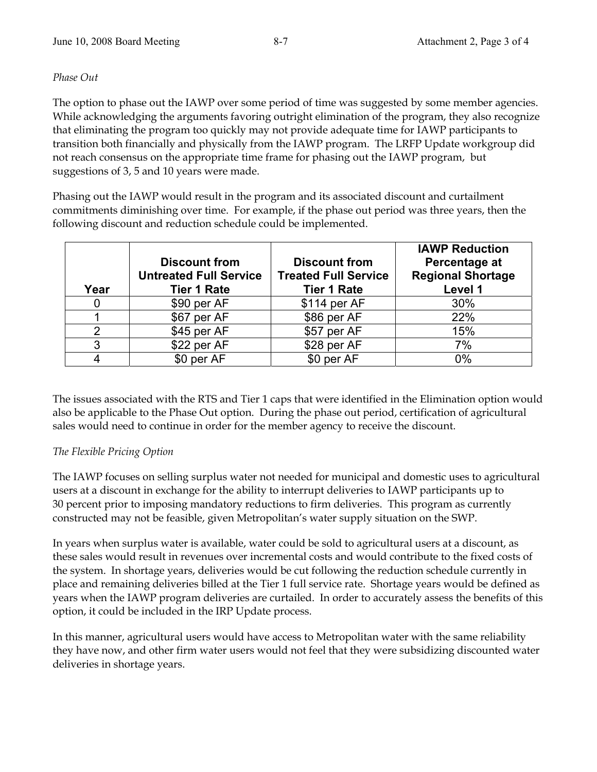*Phase Out*

The option to phase out the IAWP over some period of time was suggested by some member agencies. While acknowledging the arguments favoring outright elimination of the program, they also recognize that eliminating the program too quickly may not provide adequate time for IAWP participants to transition both financially and physically from the IAWP program. The LRFP Update workgroup did not reach consensus on the appropriate time frame for phasing out the IAWP program, but suggestions of 3, 5 and 10 years were made.

Phasing out the IAWP would result in the program and its associated discount and curtailment commitments diminishing over time. For example, if the phase out period was three years, then the following discount and reduction schedule could be implemented.

| Year | Discount from Untreated Full Service Tier 1 Rate | Discount from Treated Full Service Tier 1 Rate | IAWP Reduction Percentage at Regional Shortage Level 1 |
|---|---|---|---|
| 0 | $90 per AF | $114 per AF | 30% |
| 1 | $67 per AF | $86 per AF | 22% |
| 2 | $45 per AF | $57 per AF | 15% |
| 3 | $22 per AF | $28 per AF | 7% |
| 4 | $0 per AF | $0 per AF | 0% |

The issues associated with the RTS and Tier 1 caps that were identified in the Elimination option would also be applicable to the Phase Out option. During the phase out period, certification of agricultural sales would need to continue in order for the member agency to receive the discount.

*The Flexible Pricing Option*

The IAWP focuses on selling surplus water not needed for municipal and domestic uses to agricultural users at a discount in exchange for the ability to interrupt deliveries to IAWP participants up to 30 percent prior to imposing mandatory reductions to firm deliveries. This program as currently constructed may not be feasible, given Metropolitan's water supply situation on the SWP.

In years when surplus water is available, water could be sold to agricultural users at a discount, as these sales would result in revenues over incremental costs and would contribute to the fixed costs of the system. In shortage years, deliveries would be cut following the reduction schedule currently in place and remaining deliveries billed at the Tier 1 full service rate. Shortage years would be defined as years when the IAWP program deliveries are curtailed. In order to accurately assess the benefits of this option, it could be included in the IRP Update process.

In this manner, agricultural users would have access to Metropolitan water with the same reliability they have now, and other firm water users would not feel that they were subsidizing discounted water deliveries in shortage years.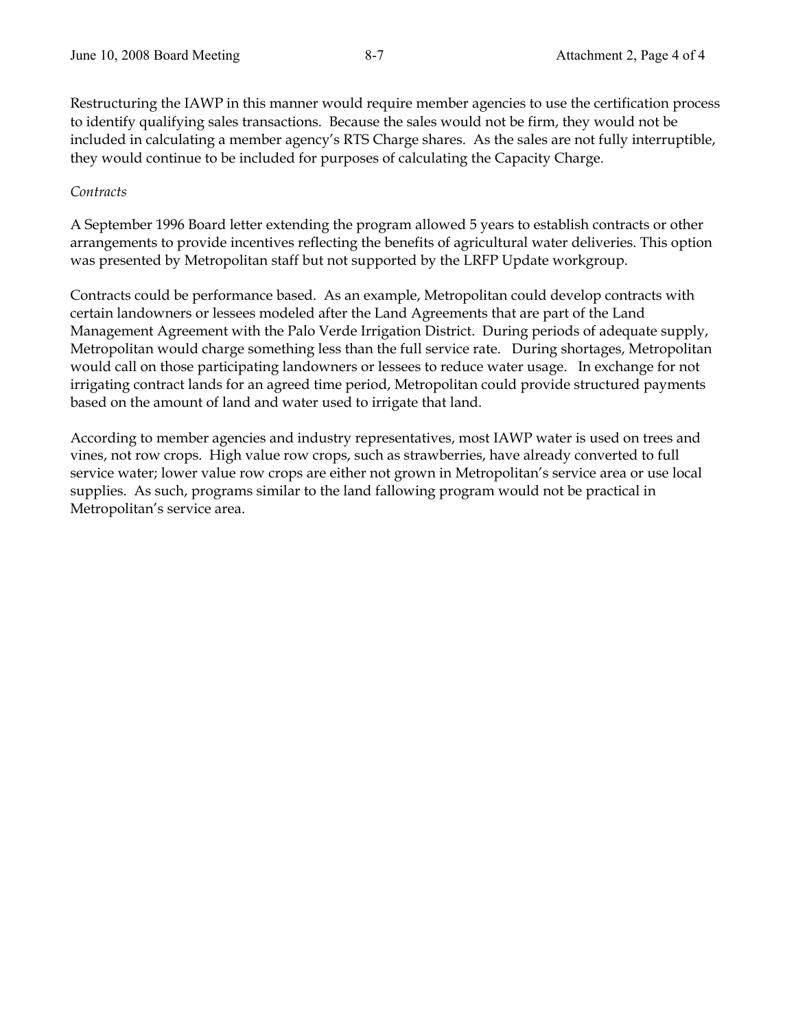Restructuring the IAWP in this manner would require member agencies to use the certification process to identify qualifying sales transactions. Because the sales would not be firm, they would not be included in calculating a member agency's RTS Charge shares. As the sales are not fully interruptible, they would continue to be included for purposes of calculating the Capacity Charge.

*Contracts*

A September 1996 Board letter extending the program allowed 5 years to establish contracts or other arrangements to provide incentives reflecting the benefits of agricultural water deliveries. This option was presented by Metropolitan staff but not supported by the LRFP Update workgroup.

Contracts could be performance based. As an example, Metropolitan could develop contracts with certain landowners or lessees modeled after the Land Agreements that are part of the Land Management Agreement with the Palo Verde Irrigation District. During periods of adequate supply, Metropolitan would charge something less than the full service rate. During shortages, Metropolitan would call on those participating landowners or lessees to reduce water usage. In exchange for not irrigating contract lands for an agreed time period, Metropolitan could provide structured payments based on the amount of land and water used to irrigate that land.

According to member agencies and industry representatives, most IAWP water is used on trees and vines, not row crops. High value row crops, such as strawberries, have already converted to full service water; lower value row crops are either not grown in Metropolitan's service area or use local supplies. As such, programs similar to the land fallowing program would not be practical in Metropolitan's service area.